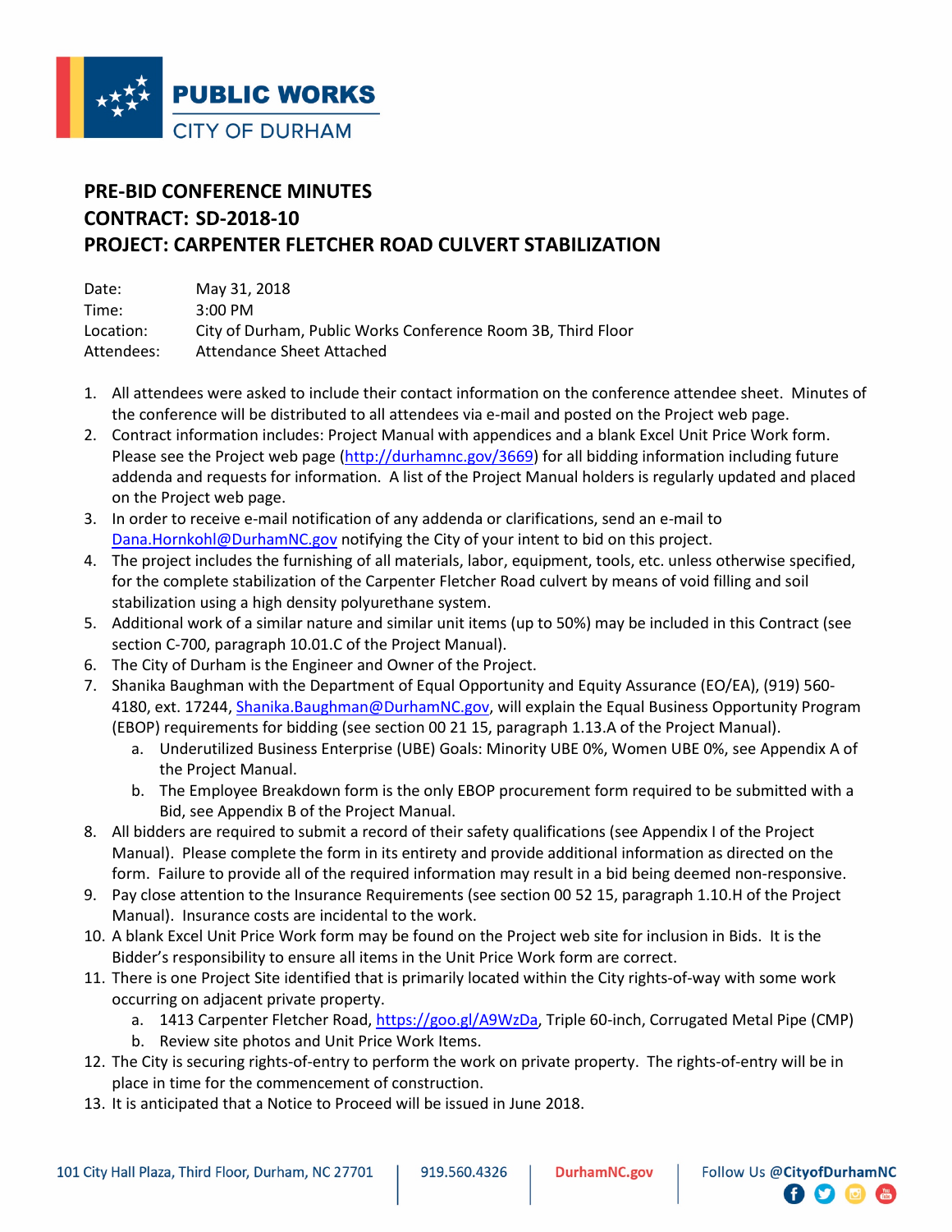PUBLIC WORKS
CITY OF DURHAM

# PRE-BID CONFERENCE MINUTES
# CONTRACT: SD-2018-10
# PROJECT: CARPENTER FLETCHER ROAD CULVERT STABILIZATION

| | |
|---|---|
| Date: | May 31, 2018 |
| Time: | 3:00 PM |
| Location: | City of Durham, Public Works Conference Room 3B, Third Floor |
| Attendees: | Attendance Sheet Attached |

1. All attendees were asked to include their contact information on the conference attendee sheet. Minutes of the conference will be distributed to all attendees via e-mail and posted on the Project web page.
2. Contract information includes: Project Manual with appendices and a blank Excel Unit Price Work form. Please see the Project web page (http://durhamnc.gov/3669) for all bidding information including future addenda and requests for information. A list of the Project Manual holders is regularly updated and placed on the Project web page.
3. In order to receive e-mail notification of any addenda or clarifications, send an e-mail to Dana.Hornkohl@DurhamNC.gov notifying the City of your intent to bid on this project.
4. The project includes the furnishing of all materials, labor, equipment, tools, etc. unless otherwise specified, for the complete stabilization of the Carpenter Fletcher Road culvert by means of void filling and soil stabilization using a high density polyurethane system.
5. Additional work of a similar nature and similar unit items (up to 50%) may be included in this Contract (see section C-700, paragraph 10.01.C of the Project Manual).
6. The City of Durham is the Engineer and Owner of the Project.
7. Shanika Baughman with the Department of Equal Opportunity and Equity Assurance (EO/EA), (919) 560-4180, ext. 17244, Shanika.Baughman@DurhamNC.gov, will explain the Equal Business Opportunity Program (EBOP) requirements for bidding (see section 00 21 15, paragraph 1.13.A of the Project Manual).
   a. Underutilized Business Enterprise (UBE) Goals: Minority UBE 0%, Women UBE 0%, see Appendix A of the Project Manual.
   b. The Employee Breakdown form is the only EBOP procurement form required to be submitted with a Bid, see Appendix B of the Project Manual.
8. All bidders are required to submit a record of their safety qualifications (see Appendix I of the Project Manual). Please complete the form in its entirety and provide additional information as directed on the form. Failure to provide all of the required information may result in a bid being deemed non-responsive.
9. Pay close attention to the Insurance Requirements (see section 00 52 15, paragraph 1.10.H of the Project Manual). Insurance costs are incidental to the work.
10. A blank Excel Unit Price Work form may be found on the Project web site for inclusion in Bids. It is the Bidder's responsibility to ensure all items in the Unit Price Work form are correct.
11. There is one Project Site identified that is primarily located within the City rights-of-way with some work occurring on adjacent private property.
    a. 1413 Carpenter Fletcher Road, https://goo.gl/A9WzDa, Triple 60-inch, Corrugated Metal Pipe (CMP)
    b. Review site photos and Unit Price Work Items.
12. The City is securing rights-of-entry to perform the work on private property. The rights-of-entry will be in place in time for the commencement of construction.
13. It is anticipated that a Notice to Proceed will be issued in June 2018.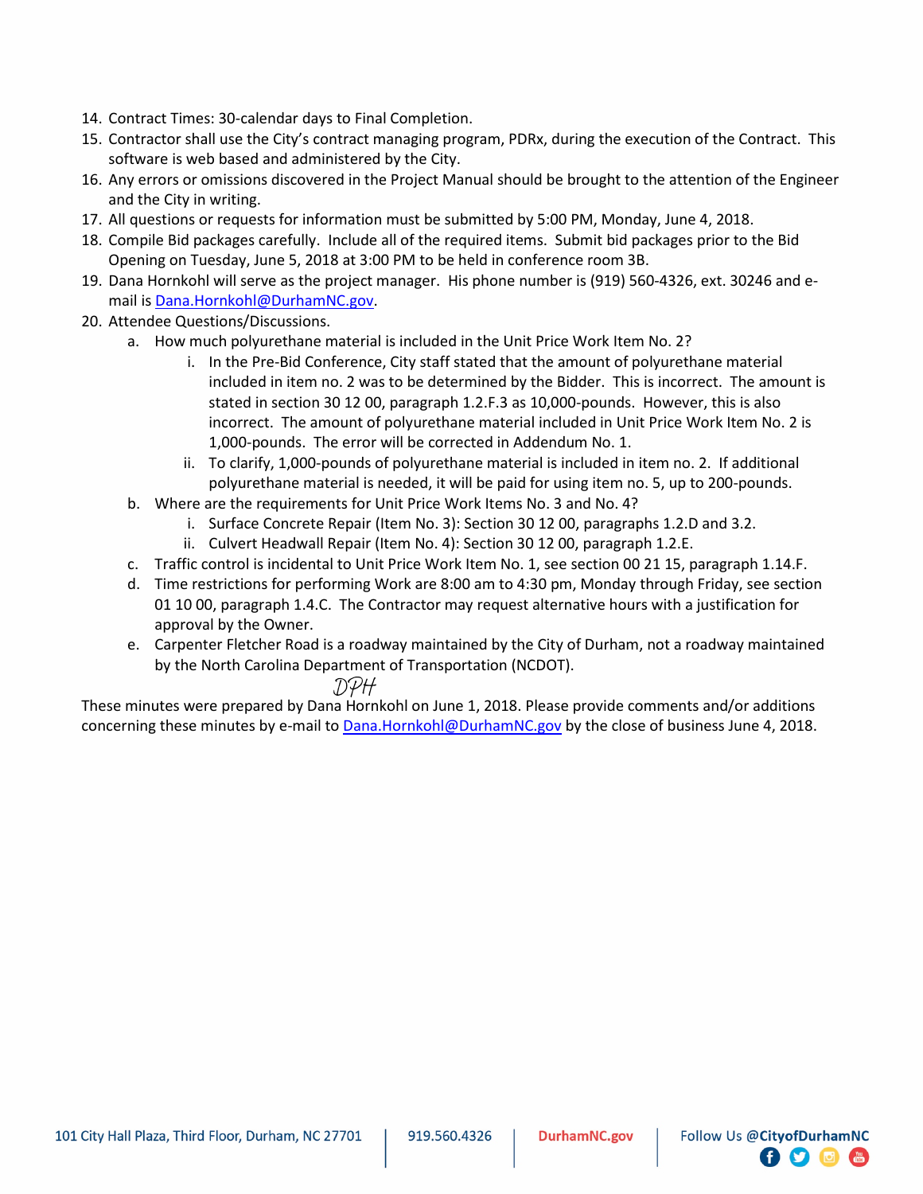14. Contract Times: 30-calendar days to Final Completion.
15. Contractor shall use the City's contract managing program, PDRx, during the execution of the Contract. This software is web based and administered by the City.
16. Any errors or omissions discovered in the Project Manual should be brought to the attention of the Engineer and the City in writing.
17. All questions or requests for information must be submitted by 5:00 PM, Monday, June 4, 2018.
18. Compile Bid packages carefully. Include all of the required items. Submit bid packages prior to the Bid Opening on Tuesday, June 5, 2018 at 3:00 PM to be held in conference room 3B.
19. Dana Hornkohl will serve as the project manager. His phone number is (919) 560-4326, ext. 30246 and e-mail is Dana.Hornkohl@DurhamNC.gov.
20. Attendee Questions/Discussions.
    a. How much polyurethane material is included in the Unit Price Work Item No. 2?
        i. In the Pre-Bid Conference, City staff stated that the amount of polyurethane material included in item no. 2 was to be determined by the Bidder. This is incorrect. The amount is stated in section 30 12 00, paragraph 1.2.F.3 as 10,000-pounds. However, this is also incorrect. The amount of polyurethane material included in Unit Price Work Item No. 2 is 1,000-pounds. The error will be corrected in Addendum No. 1.
        ii. To clarify, 1,000-pounds of polyurethane material is included in item no. 2. If additional polyurethane material is needed, it will be paid for using item no. 5, up to 200-pounds.
    b. Where are the requirements for Unit Price Work Items No. 3 and No. 4?
        i. Surface Concrete Repair (Item No. 3): Section 30 12 00, paragraphs 1.2.D and 3.2.
        ii. Culvert Headwall Repair (Item No. 4): Section 30 12 00, paragraph 1.2.E.
    c. Traffic control is incidental to Unit Price Work Item No. 1, see section 00 21 15, paragraph 1.14.F.
    d. Time restrictions for performing Work are 8:00 am to 4:30 pm, Monday through Friday, see section 01 10 00, paragraph 1.4.C. The Contractor may request alternative hours with a justification for approval by the Owner.
    e. Carpenter Fletcher Road is a roadway maintained by the City of Durham, not a roadway maintained by the North Carolina Department of Transportation (NCDOT).

DPH

These minutes were prepared by Dana Hornkohl on June 1, 2018. Please provide comments and/or additions concerning these minutes by e-mail to Dana.Hornkohl@DurhamNC.gov by the close of business June 4, 2018.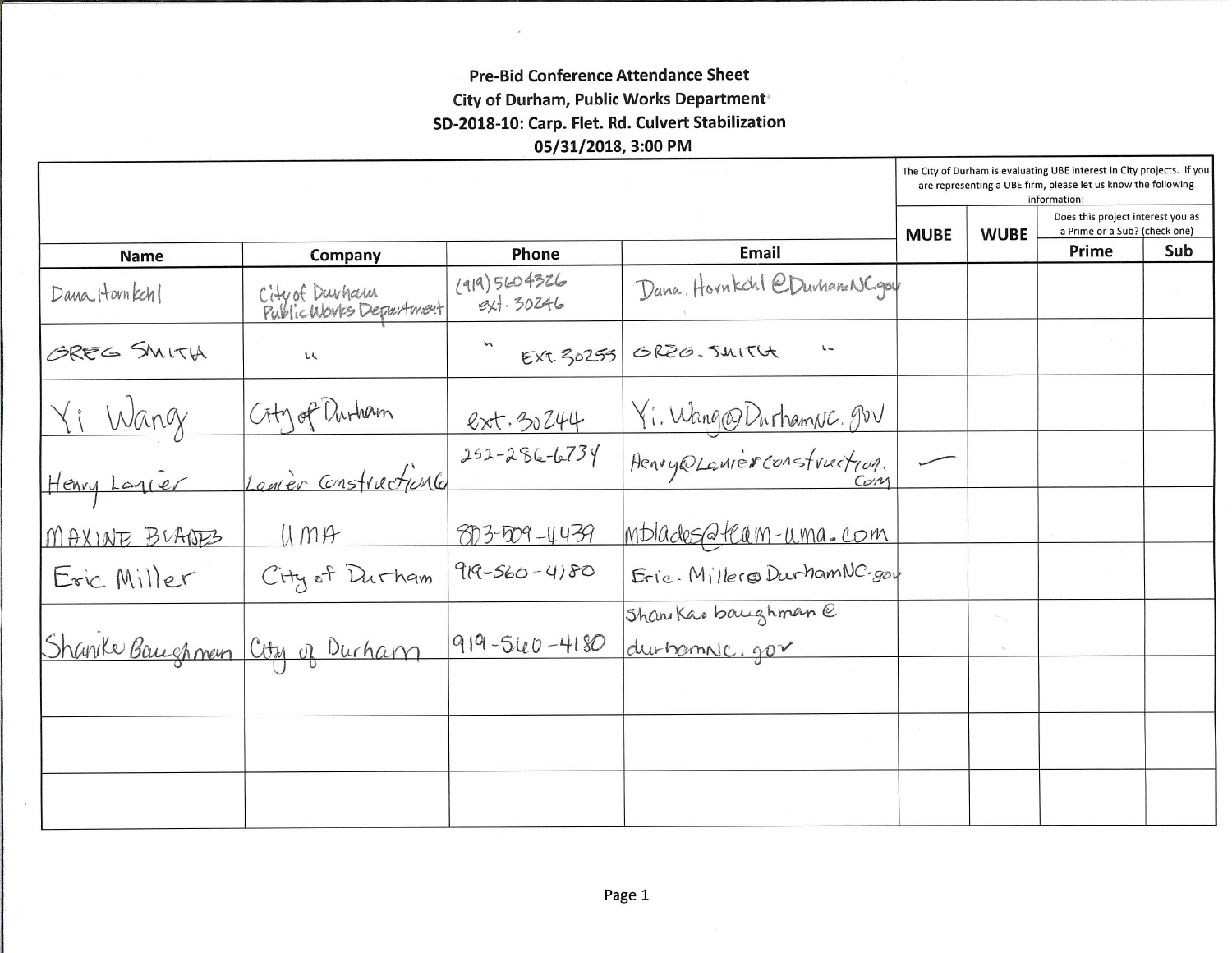**Pre-Bid Conference Attendance Sheet**
**City of Durham, Public Works Department**
**SD-2018-10: Carp. Flet. Rd. Culvert Stabilization**
**05/31/2018, 3:00 PM**

| | | | | The City of Durham is evaluating UBE interest in City projects. If you are representing a UBE firm, please let us know the following information: | | | |
|---|---|---|---|---|---|---|---|
| | | | | | | Does this project interest you as a Prime or a Sub? (check one) | |
| **Name** | **Company** | **Phone** | **Email** | **MUBE** | **WUBE** | **Prime** | **Sub** |
| Dana Hornkohl | City of Durham Public Works Department | (919) 560-4326 ext. 30246 | Dana.Hornkohl@DurhamNC.gov | | | | |
| GREG SMITH | " | " EXT. 30255 | GREG.SMITH " | | | | |
| Yi Wang | City of Durham | ext. 30244 | Yi.Wang@DurhamNC.gov | | | | |
| Henry Lanier | Lanier Construction Co | 252-286-6734 | Henry@Lanierconstruction.com | ✓ | | | |
| MAXINE BLADES | UMA | 803-509-4439 | mblades@team-uma.com | | | | |
| Eric Miller | City of Durham | 919-560-4180 | Eric.Miller@DurhamNC.gov | | | | |
| Shanika Baughman | City of Durham | 919-560-4180 | Shanika.baughman@durhamnc.gov | | | | |
| | | | | | | | |
| | | | | | | | |
| | | | | | | | |